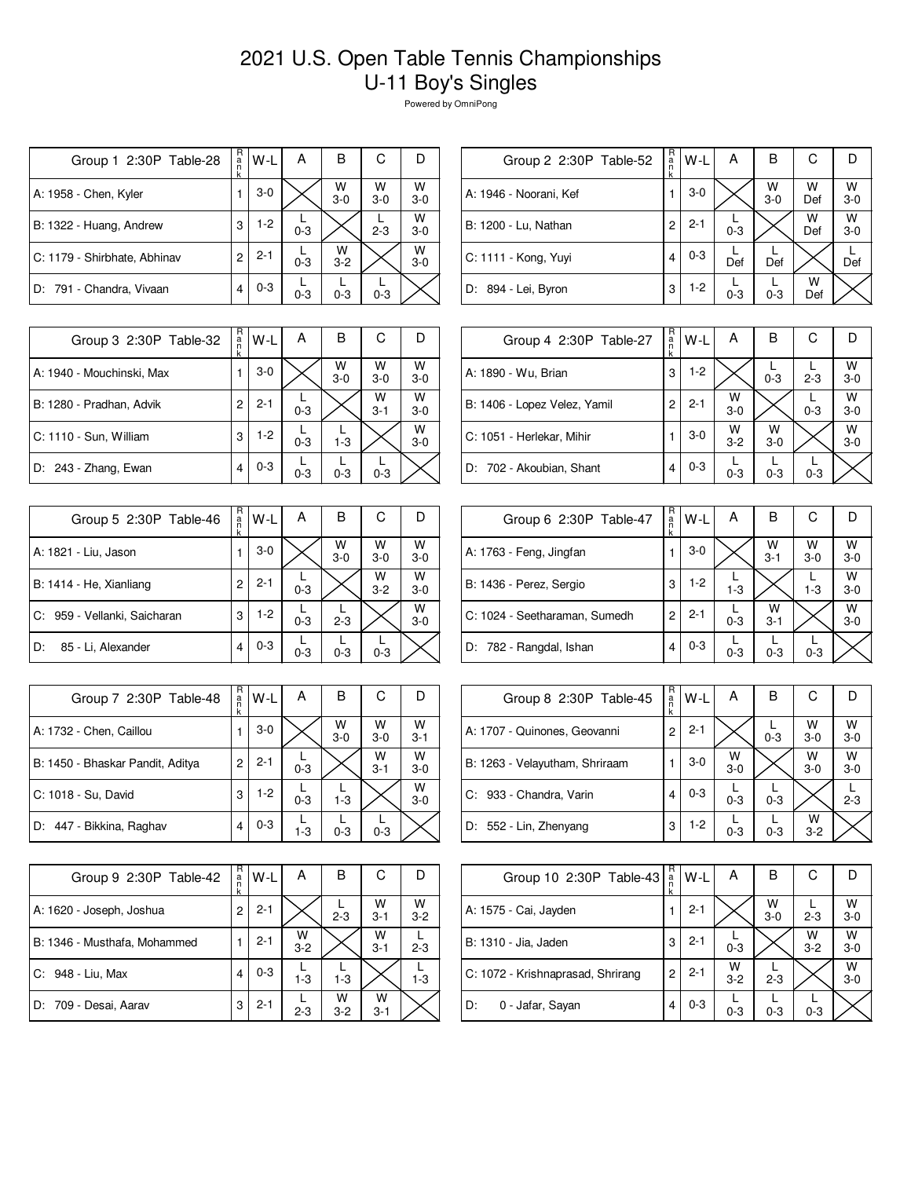# 2021 U.S. Open Table Tennis Championships
# U-11 Boy's Singles

Powered by OmniPong

| Group 1 2:30P Table-28 | Rank | W-L | A | B | C | D |
|---|---|---|---|---|---|---|
| A: 1958 - Chen, Kyler | 1 | 3-0 | | W 3-0 | W 3-0 | W 3-0 |
| B: 1322 - Huang, Andrew | 3 | 1-2 | L 0-3 | | L 2-3 | W 3-0 |
| C: 1179 - Shirbhate, Abhinav | 2 | 2-1 | L 0-3 | W 3-2 | | W 3-0 |
| D: 791 - Chandra, Vivaan | 4 | 0-3 | L 0-3 | L 0-3 | L 0-3 | |

| Group 2 2:30P Table-52 | Rank | W-L | A | B | C | D |
|---|---|---|---|---|---|---|
| A: 1946 - Noorani, Kef | 1 | 3-0 | | W 3-0 | W Def | W 3-0 |
| B: 1200 - Lu, Nathan | 2 | 2-1 | L 0-3 | | W Def | W 3-0 |
| C: 1111 - Kong, Yuyi | 4 | 0-3 | L Def | L Def | | L Def |
| D: 894 - Lei, Byron | 3 | 1-2 | L 0-3 | L 0-3 | W Def | |

| Group 3 2:30P Table-32 | Rank | W-L | A | B | C | D |
|---|---|---|---|---|---|---|
| A: 1940 - Mouchinski, Max | 1 | 3-0 | | W 3-0 | W 3-0 | W 3-0 |
| B: 1280 - Pradhan, Advik | 2 | 2-1 | L 0-3 | | W 3-1 | W 3-0 |
| C: 1110 - Sun, William | 3 | 1-2 | L 0-3 | L 1-3 | | W 3-0 |
| D: 243 - Zhang, Ewan | 4 | 0-3 | L 0-3 | L 0-3 | L 0-3 | |

| Group 4 2:30P Table-27 | Rank | W-L | A | B | C | D |
|---|---|---|---|---|---|---|
| A: 1890 - Wu, Brian | 3 | 1-2 | | L 0-3 | L 2-3 | W 3-0 |
| B: 1406 - Lopez Velez, Yamil | 2 | 2-1 | W 3-0 | | L 0-3 | W 3-0 |
| C: 1051 - Herlekar, Mihir | 1 | 3-0 | W 3-2 | W 3-0 | | W 3-0 |
| D: 702 - Akoubian, Shant | 4 | 0-3 | L 0-3 | L 0-3 | L 0-3 | |

| Group 5 2:30P Table-46 | Rank | W-L | A | B | C | D |
|---|---|---|---|---|---|---|
| A: 1821 - Liu, Jason | 1 | 3-0 | | W 3-0 | W 3-0 | W 3-0 |
| B: 1414 - He, Xianliang | 2 | 2-1 | L 0-3 | | W 3-2 | W 3-0 |
| C: 959 - Vellanki, Saicharan | 3 | 1-2 | L 0-3 | L 2-3 | | W 3-0 |
| D: 85 - Li, Alexander | 4 | 0-3 | L 0-3 | L 0-3 | L 0-3 | |

| Group 6 2:30P Table-47 | Rank | W-L | A | B | C | D |
|---|---|---|---|---|---|---|
| A: 1763 - Feng, Jingfan | 1 | 3-0 | | W 3-1 | W 3-0 | W 3-0 |
| B: 1436 - Perez, Sergio | 3 | 1-2 | L 1-3 | | L 1-3 | W 3-0 |
| C: 1024 - Seetharaman, Sumedh | 2 | 2-1 | L 0-3 | W 3-1 | | W 3-0 |
| D: 782 - Rangdal, Ishan | 4 | 0-3 | L 0-3 | L 0-3 | L 0-3 | |

| Group 7 2:30P Table-48 | Rank | W-L | A | B | C | D |
|---|---|---|---|---|---|---|
| A: 1732 - Chen, Caillou | 1 | 3-0 | | W 3-0 | W 3-0 | W 3-1 |
| B: 1450 - Bhaskar Pandit, Aditya | 2 | 2-1 | L 0-3 | | W 3-1 | W 3-0 |
| C: 1018 - Su, David | 3 | 1-2 | L 0-3 | L 1-3 | | W 3-0 |
| D: 447 - Bikkina, Raghav | 4 | 0-3 | L 1-3 | L 0-3 | L 0-3 | |

| Group 8 2:30P Table-45 | Rank | W-L | A | B | C | D |
|---|---|---|---|---|---|---|
| A: 1707 - Quinones, Geovanni | 2 | 2-1 | | L 0-3 | W 3-0 | W 3-0 |
| B: 1263 - Velayutham, Shriraam | 1 | 3-0 | W 3-0 | | W 3-0 | W 3-0 |
| C: 933 - Chandra, Varin | 4 | 0-3 | L 0-3 | L 0-3 | | L 2-3 |
| D: 552 - Lin, Zhenyang | 3 | 1-2 | L 0-3 | L 0-3 | W 3-2 | |

| Group 9 2:30P Table-42 | Rank | W-L | A | B | C | D |
|---|---|---|---|---|---|---|
| A: 1620 - Joseph, Joshua | 2 | 2-1 | | L 2-3 | W 3-1 | W 3-2 |
| B: 1346 - Musthafa, Mohammed | 1 | 2-1 | W 3-2 | | W 3-1 | L 2-3 |
| C: 948 - Liu, Max | 4 | 0-3 | L 1-3 | L 1-3 | | L 1-3 |
| D: 709 - Desai, Aarav | 3 | 2-1 | L 2-3 | W 3-2 | W 3-1 | |

| Group 10 2:30P Table-43 | Rank | W-L | A | B | C | D |
|---|---|---|---|---|---|---|
| A: 1575 - Cai, Jayden | 1 | 2-1 | | W 3-0 | L 2-3 | W 3-0 |
| B: 1310 - Jia, Jaden | 3 | 2-1 | L 0-3 | | W 3-2 | W 3-0 |
| C: 1072 - Krishnaprasad, Shrirang | 2 | 2-1 | W 3-2 | L 2-3 | | W 3-0 |
| D: 0 - Jafar, Sayan | 4 | 0-3 | L 0-3 | L 0-3 | L 0-3 | |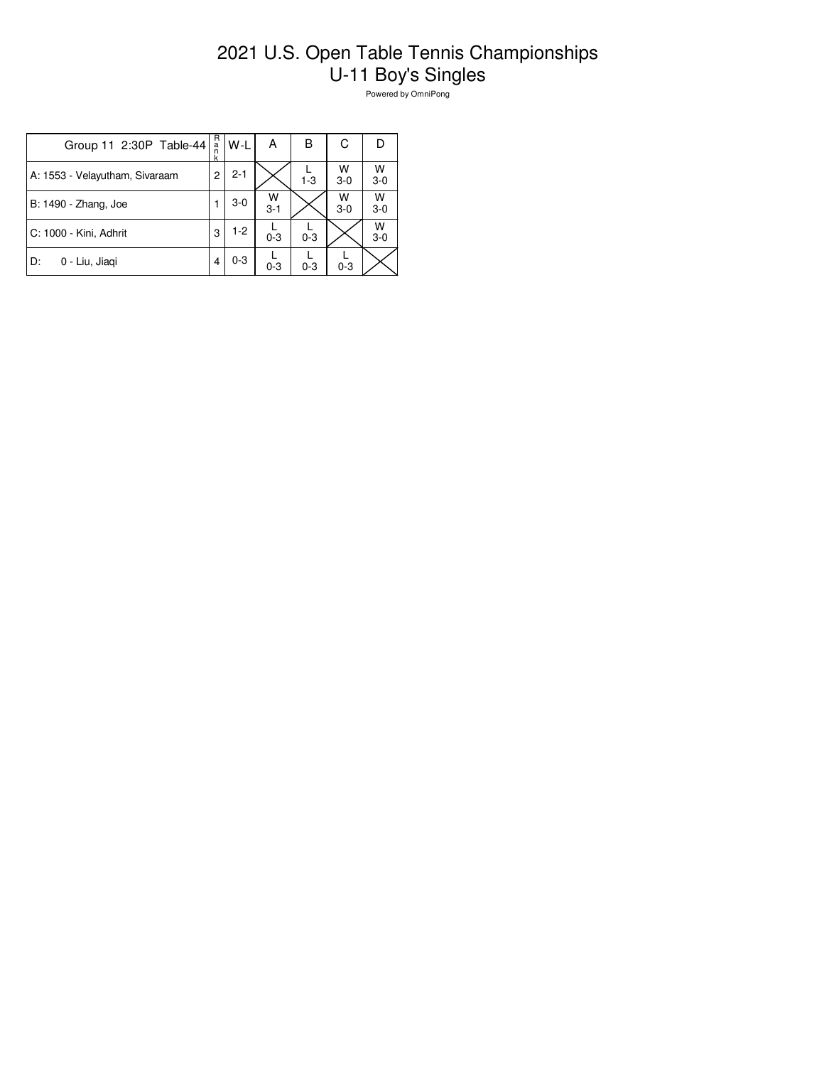# 2021 U.S. Open Table Tennis Championships
## U-11 Boy's Singles

Powered by OmniPong

| Group 11 2:30P Table-44 | Rank | W-L | A | B | C | D |
|---|---|---|---|---|---|---|
| A: 1553 - Velayutham, Sivaraam | 2 | 2-1 | | L 1-3 | W 3-0 | W 3-0 |
| B: 1490 - Zhang, Joe | 1 | 3-0 | W 3-1 | | W 3-0 | W 3-0 |
| C: 1000 - Kini, Adhrit | 3 | 1-2 | L 0-3 | L 0-3 | | W 3-0 |
| D: 0 - Liu, Jiaqi | 4 | 0-3 | L 0-3 | L 0-3 | L 0-3 | |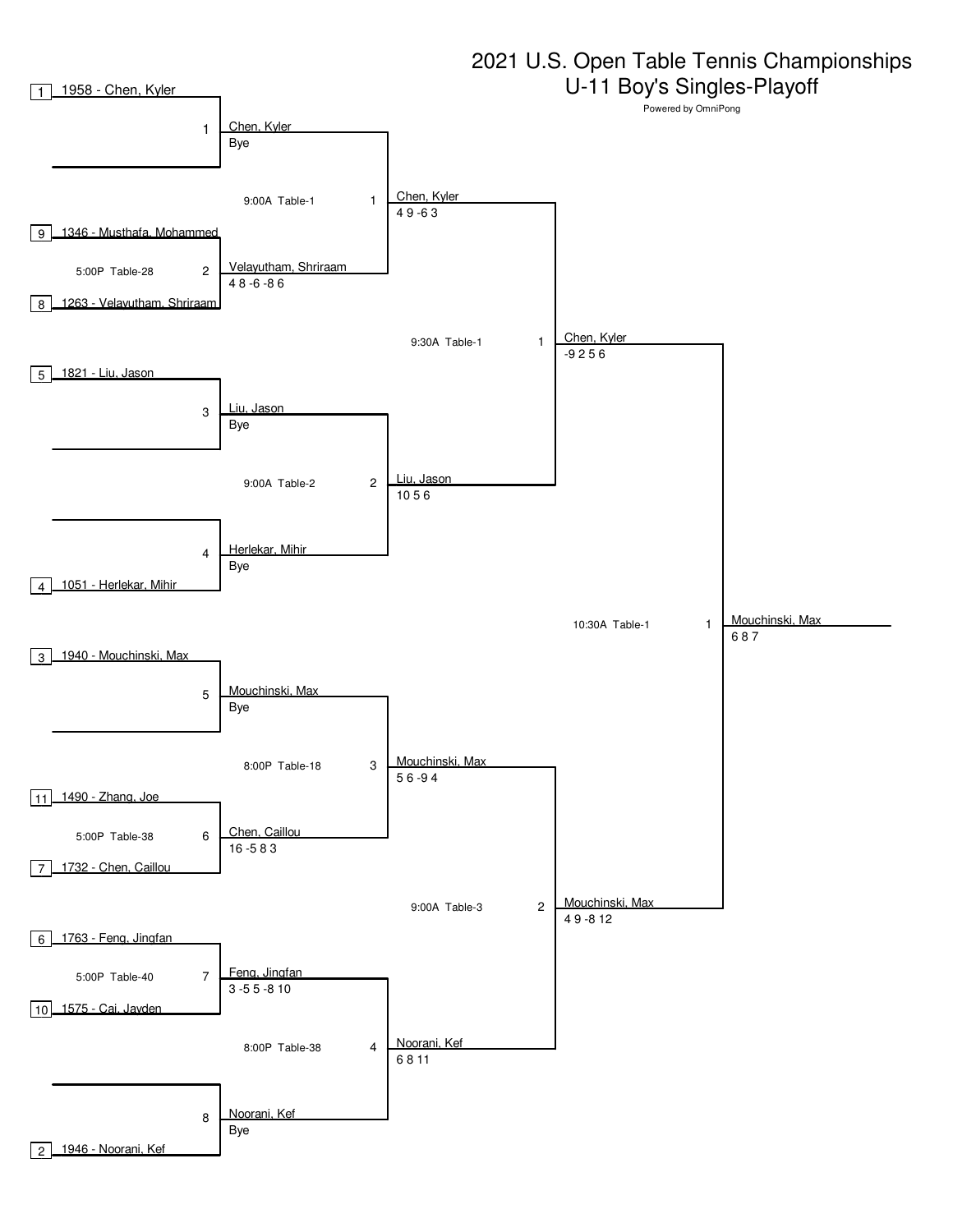# 2021 U.S. Open Table Tennis Championships

## U-11 Boy's Singles-Playoff

Powered by OmniPong

### Seeds

1 1958 - Chen, Kyler

9 1346 - Musthafa, Mohammed

8 1263 - Velayutham, Shriraam

5 1821 - Liu, Jason

4 1051 - Herlekar, Mihir

3 1940 - Mouchinski, Max

11 1490 - Zhang, Joe

7 1732 - Chen, Caillou

6 1763 - Feng, Jingfan

10 1575 - Cai, Jayden

2 1946 - Noorani, Kef

### Round 1

1 Chen, Kyler — Bye

2 (5:00P Table-28) Velayutham, Shriraam — 4 8 -6 -8 6

3 Liu, Jason — Bye

4 Herlekar, Mihir — Bye

5 Mouchinski, Max — Bye

6 (5:00P Table-38) Chen, Caillou — 16 -5 8 3

7 (5:00P Table-40) Feng, Jingfan — 3 -5 5 -8 10

8 Noorani, Kef — Bye

### Quarterfinals

1 (9:00A Table-1) Chen, Kyler — 4 9 -6 3

2 (9:00A Table-2) Liu, Jason — 10 5 6

3 (8:00P Table-18) Mouchinski, Max — 5 6 -9 4

4 (8:00P Table-38) Noorani, Kef — 6 8 11

### Semifinals

1 (9:30A Table-1) Chen, Kyler — -9 2 5 6

2 (9:00A Table-3) Mouchinski, Max — 4 9 -8 12

### Final

1 (10:30A Table-1) Mouchinski, Max — 6 8 7